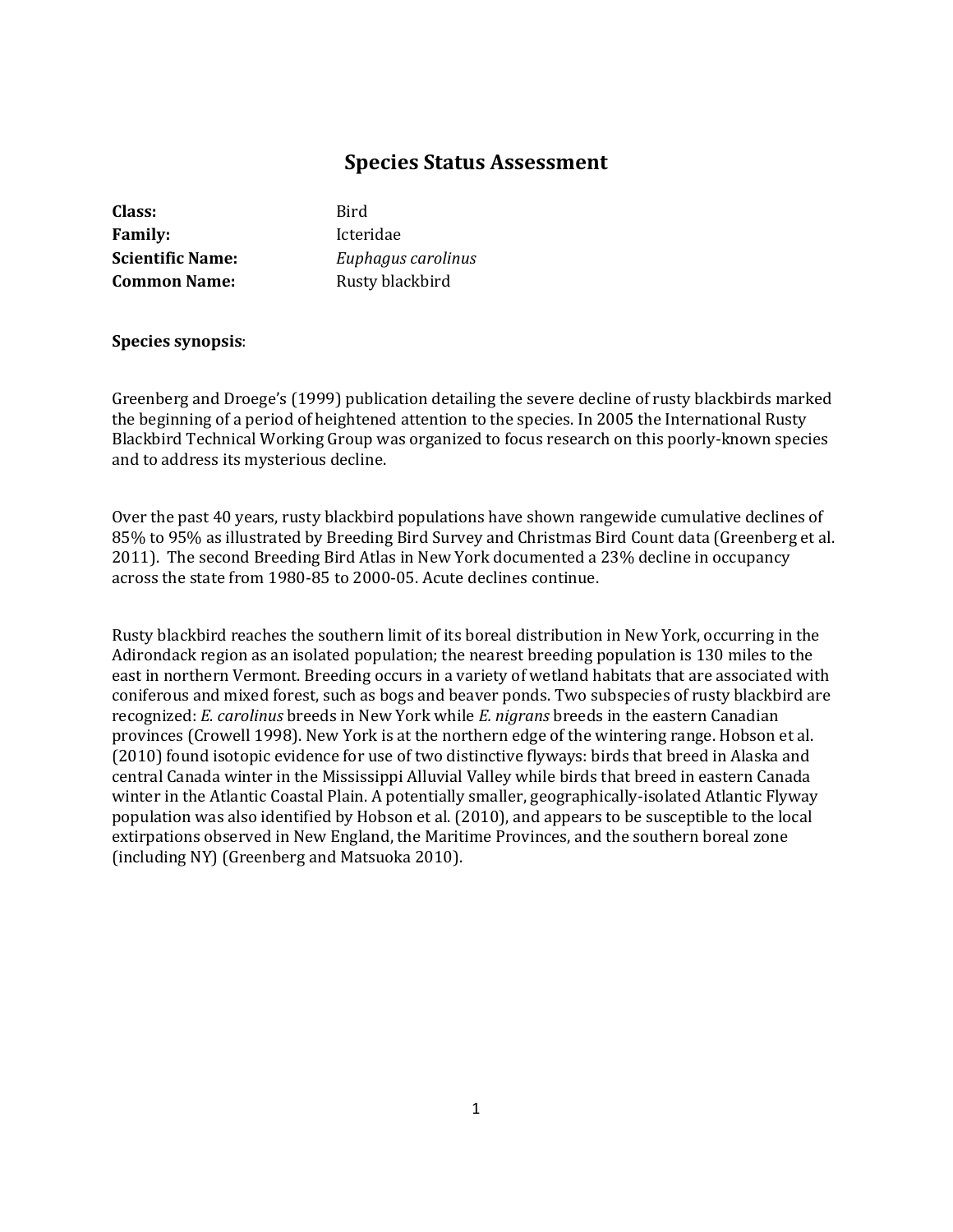# Species Status Assessment

**Class:** Bird
**Family:** Icteridae
**Scientific Name:** *Euphagus carolinus*
**Common Name:** Rusty blackbird

**Species synopsis**:

Greenberg and Droege's (1999) publication detailing the severe decline of rusty blackbirds marked the beginning of a period of heightened attention to the species. In 2005 the International Rusty Blackbird Technical Working Group was organized to focus research on this poorly-known species and to address its mysterious decline.

Over the past 40 years, rusty blackbird populations have shown rangewide cumulative declines of 85% to 95% as illustrated by Breeding Bird Survey and Christmas Bird Count data (Greenberg et al. 2011). The second Breeding Bird Atlas in New York documented a 23% decline in occupancy across the state from 1980-85 to 2000-05. Acute declines continue.

Rusty blackbird reaches the southern limit of its boreal distribution in New York, occurring in the Adirondack region as an isolated population; the nearest breeding population is 130 miles to the east in northern Vermont. Breeding occurs in a variety of wetland habitats that are associated with coniferous and mixed forest, such as bogs and beaver ponds. Two subspecies of rusty blackbird are recognized: *E. carolinus* breeds in New York while *E. nigrans* breeds in the eastern Canadian provinces (Crowell 1998). New York is at the northern edge of the wintering range. Hobson et al. (2010) found isotopic evidence for use of two distinctive flyways: birds that breed in Alaska and central Canada winter in the Mississippi Alluvial Valley while birds that breed in eastern Canada winter in the Atlantic Coastal Plain. A potentially smaller, geographically-isolated Atlantic Flyway population was also identified by Hobson et al. (2010), and appears to be susceptible to the local extirpations observed in New England, the Maritime Provinces, and the southern boreal zone (including NY) (Greenberg and Matsuoka 2010).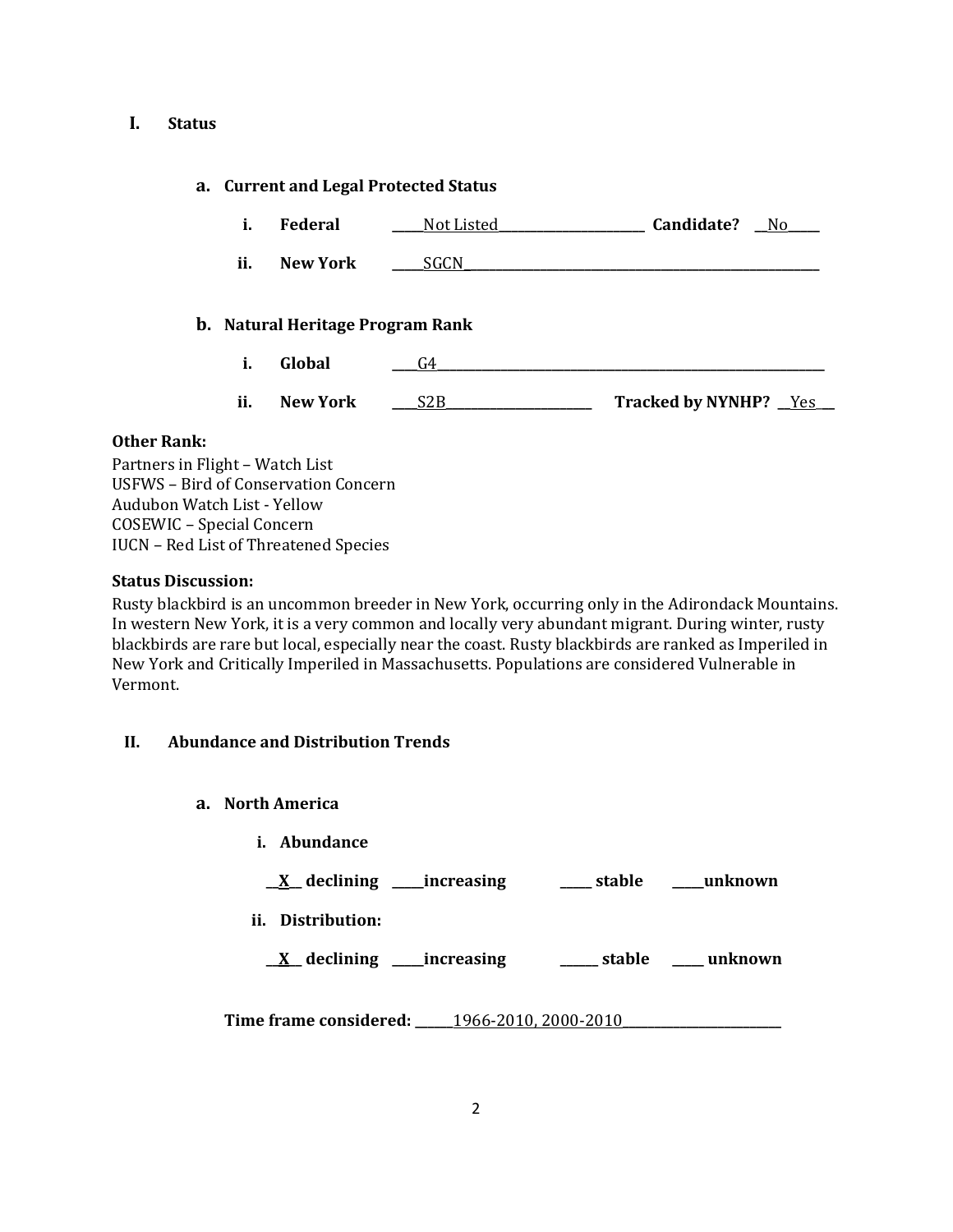# I. Status

## a. Current and Legal Protected Status

i. **Federal** _____Not Listed_______________________ **Candidate?** __No_____

ii. **New York** _____SGCN_______________________________________________

## b. Natural Heritage Program Rank

i. **Global** ____G4_______________________________________________

ii. **New York** ____S2B______________________ **Tracked by NYNHP?** __Yes__

**Other Rank:**

Partners in Flight – Watch List
USFWS – Bird of Conservation Concern
Audubon Watch List - Yellow
COSEWIC – Special Concern
IUCN – Red List of Threatened Species

**Status Discussion:**

Rusty blackbird is an uncommon breeder in New York, occurring only in the Adirondack Mountains. In western New York, it is a very common and locally very abundant migrant. During winter, rusty blackbirds are rare but local, especially near the coast. Rusty blackbirds are ranked as Imperiled in New York and Critically Imperiled in Massachusetts. Populations are considered Vulnerable in Vermont.

# II. Abundance and Distribution Trends

## a. North America

i. **Abundance**

__X__ **declining** _____**increasing** _____ **stable** _____**unknown**

ii. **Distribution:**

__X__ **declining** _____**increasing** ______ **stable** _____ **unknown**

**Time frame considered:** ______1966-2010, 2000-2010________________________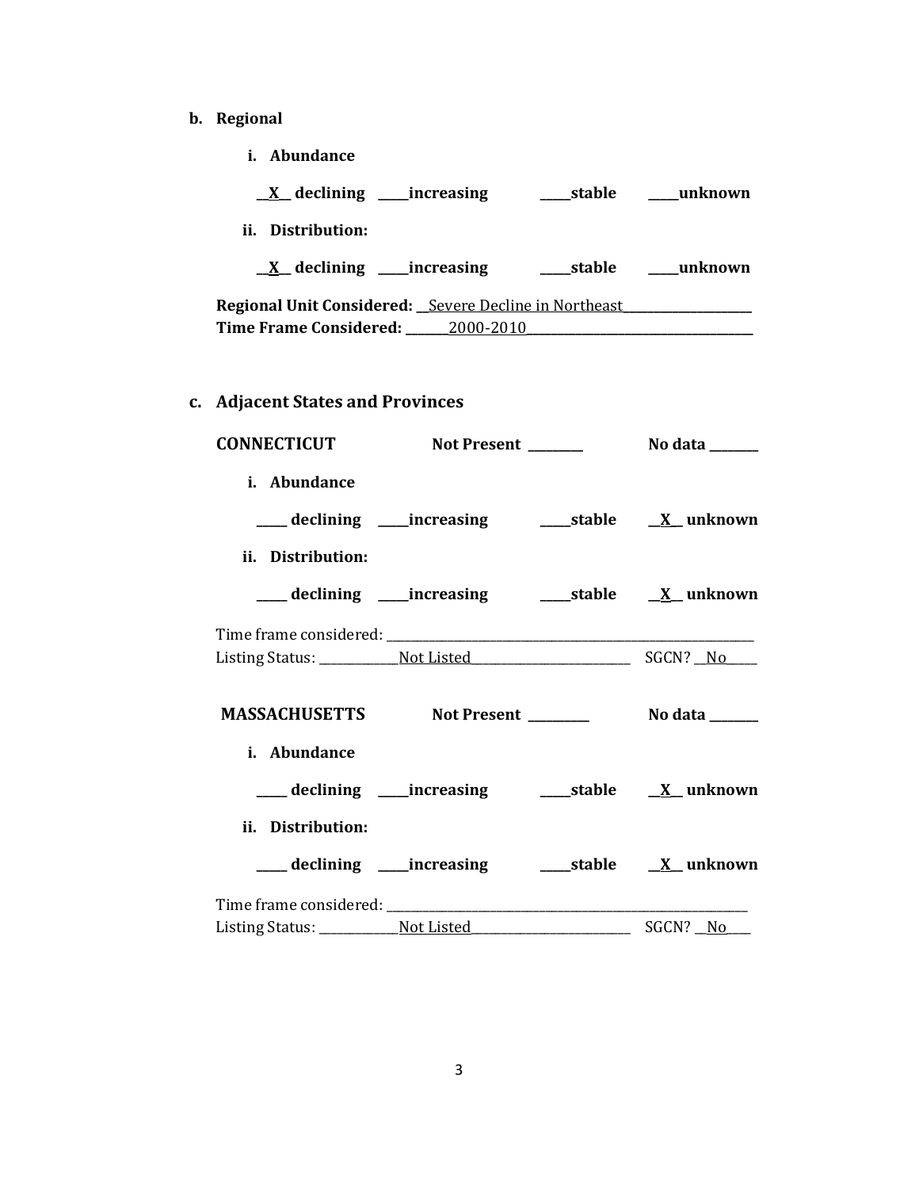**b. Regional**

**i. Abundance**

**\_\_X\_\_ declining \_\_\_\_\_increasing \_\_\_\_\_stable \_\_\_\_\_unknown**

**ii. Distribution:**

**\_\_X\_\_ declining \_\_\_\_\_increasing \_\_\_\_\_stable \_\_\_\_\_unknown**

**Regional Unit Considered:** \_\_Severe Decline in Northeast\_\_\_\_\_\_\_\_\_\_\_\_\_\_\_\_\_\_\_\_
**Time Frame Considered:** \_\_\_\_\_\_\_2000-2010\_\_\_\_\_\_\_\_\_\_\_\_\_\_\_\_\_\_\_\_\_\_\_\_\_\_\_\_\_\_\_\_\_\_\_\_

## c. Adjacent States and Provinces

**CONNECTICUT** **Not Present \_\_\_\_\_\_\_\_\_** **No data \_\_\_\_\_\_\_\_**

**i. Abundance**

**\_\_\_\_\_ declining \_\_\_\_\_increasing \_\_\_\_\_stable \_\_X\_\_ unknown**

**ii. Distribution:**

**\_\_\_\_\_ declining \_\_\_\_\_increasing \_\_\_\_\_stable \_\_X\_\_ unknown**

Time frame considered: \_\_\_\_\_\_\_\_\_\_\_\_\_\_\_\_\_\_\_\_\_\_\_\_\_\_\_\_\_\_\_\_\_\_\_\_\_\_\_\_\_\_\_\_\_\_\_\_\_\_\_\_\_\_\_\_\_\_
Listing Status: \_\_\_\_\_\_\_\_\_\_\_\_\_Not Listed\_\_\_\_\_\_\_\_\_\_\_\_\_\_\_\_\_\_\_\_\_\_\_\_\_ SGCN? \_\_No\_\_\_\_\_

**MASSACHUSETTS** **Not Present \_\_\_\_\_\_\_\_\_** **No data \_\_\_\_\_\_\_\_**

**i. Abundance**

**\_\_\_\_\_ declining \_\_\_\_\_increasing \_\_\_\_\_stable \_\_X\_\_ unknown**

**ii. Distribution:**

**\_\_\_\_\_ declining \_\_\_\_\_increasing \_\_\_\_\_stable \_\_X\_\_ unknown**

Time frame considered: \_\_\_\_\_\_\_\_\_\_\_\_\_\_\_\_\_\_\_\_\_\_\_\_\_\_\_\_\_\_\_\_\_\_\_\_\_\_\_\_\_\_\_\_\_\_\_\_\_\_\_\_\_\_\_\_\_\_
Listing Status: \_\_\_\_\_\_\_\_\_\_\_\_\_Not Listed\_\_\_\_\_\_\_\_\_\_\_\_\_\_\_\_\_\_\_\_\_\_\_\_\_ SGCN? \_\_No\_\_\_\_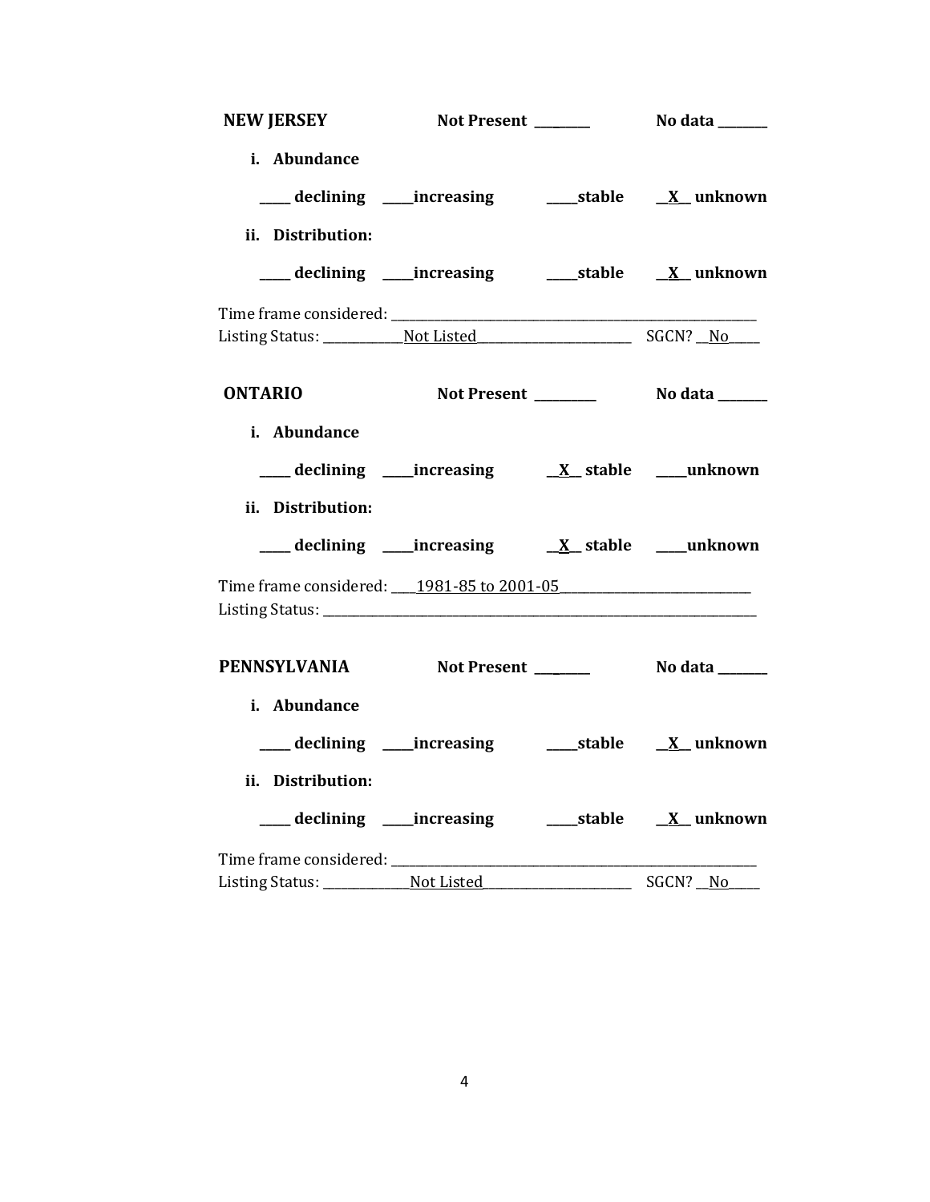**NEW JERSEY** Not Present ________ No data _______

**i. Abundance**

_____ declining _____increasing _____stable __X__ unknown

**ii. Distribution:**

_____ declining _____increasing _____stable __X__ unknown

Time frame considered: ___________________________________________________________

Listing Status: ____________Not Listed________________________ SGCN? __No_____

**ONTARIO** Not Present _________ No data _______

**i. Abundance**

_____ declining _____increasing __X__ stable _____unknown

**ii. Distribution:**

_____ declining _____increasing __X__ stable _____unknown

Time frame considered: ____1981-85 to 2001-05______________________________

Listing Status: _____________________________________________________________________

**PENNSYLVANIA** Not Present ________ No data _______

**i. Abundance**

_____ declining _____increasing _____stable __X__ unknown

**ii. Distribution:**

_____ declining _____increasing _____stable __X__ unknown

Time frame considered: ___________________________________________________________

Listing Status: _____________Not Listed________________________ SGCN? __No_____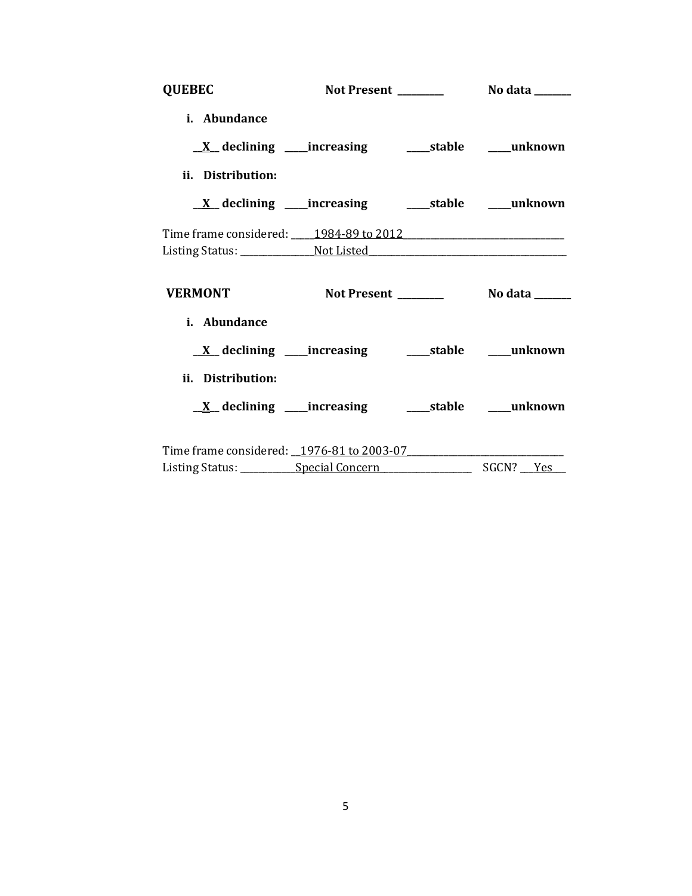**QUEBEC** **Not Present \_\_\_\_\_\_\_\_\_\_** **No data \_\_\_\_\_\_\_\_**

**i. Abundance**

**\_\_X\_\_ declining \_\_\_\_\_increasing \_\_\_\_\_stable \_\_\_\_\_unknown**

**ii. Distribution:**

**\_\_X\_\_ declining \_\_\_\_\_increasing \_\_\_\_\_stable \_\_\_\_\_unknown**

Time frame considered: \_\_\_\_\_1984-89 to 2012\_\_\_\_\_\_\_\_\_\_\_\_\_\_\_\_\_\_\_\_\_\_\_\_\_\_\_\_\_\_\_\_\_\_\_

Listing Status: \_\_\_\_\_\_\_\_\_\_\_\_\_\_\_\_Not Listed\_\_\_\_\_\_\_\_\_\_\_\_\_\_\_\_\_\_\_\_\_\_\_\_\_\_\_\_\_\_\_\_\_\_\_\_\_\_\_\_\_\_

**VERMONT** **Not Present \_\_\_\_\_\_\_\_\_\_** **No data \_\_\_\_\_\_\_\_**

**i. Abundance**

**\_\_X\_\_ declining \_\_\_\_\_increasing \_\_\_\_\_stable \_\_\_\_\_unknown**

**ii. Distribution:**

**\_\_X\_\_ declining \_\_\_\_\_increasing \_\_\_\_\_stable \_\_\_\_\_unknown**

Time frame considered: \_\_1976-81 to 2003-07\_\_\_\_\_\_\_\_\_\_\_\_\_\_\_\_\_\_\_\_\_\_\_\_\_\_\_\_\_\_\_\_\_\_

Listing Status: \_\_\_\_\_\_\_\_\_\_\_\_Special Concern\_\_\_\_\_\_\_\_\_\_\_\_\_\_\_\_\_\_\_\_ SGCN? \_\_\_Yes\_\_\_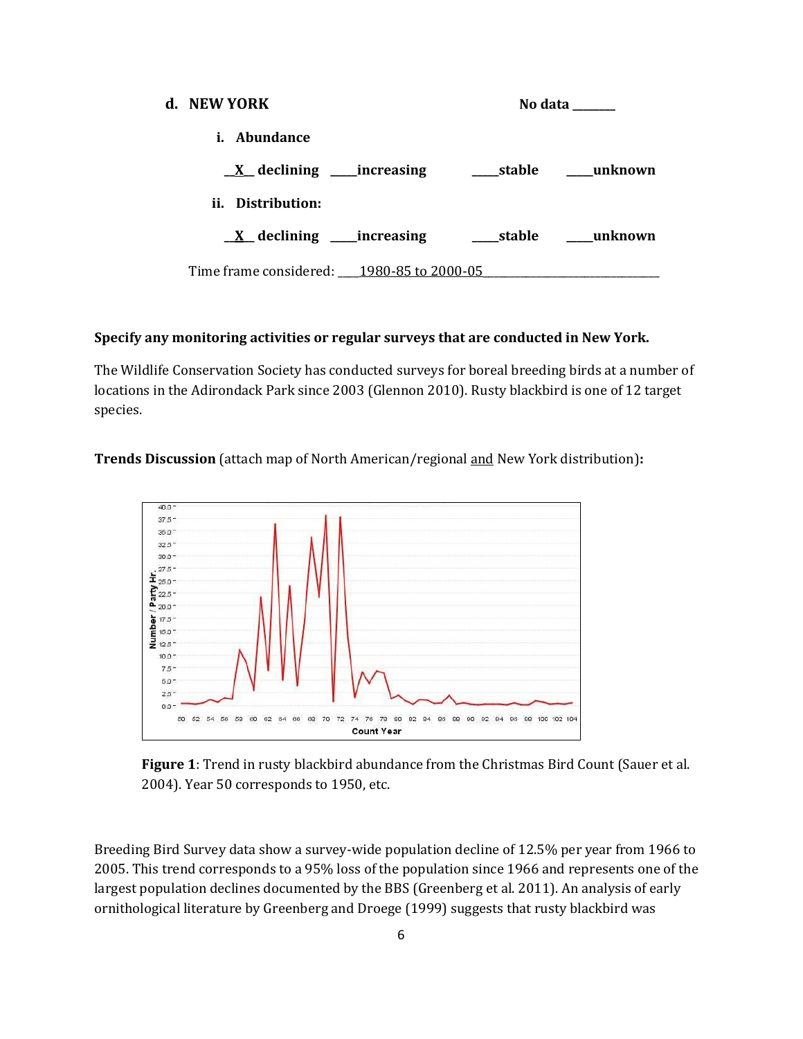**d. NEW YORK** **No data \_\_\_\_\_\_\_**

**i. Abundance**

**\_\_X\_\_ declining \_\_\_\_increasing \_\_\_\_stable \_\_\_\_unknown**

**ii. Distribution:**

**\_\_X\_\_ declining \_\_\_\_increasing \_\_\_\_stable \_\_\_\_unknown**

Time frame considered: \_\_\_\_1980-85 to 2000-05\_\_\_\_\_\_\_\_\_\_\_\_\_\_\_\_\_\_\_\_\_\_\_\_\_\_\_\_\_\_

**Specify any monitoring activities or regular surveys that are conducted in New York.**

The Wildlife Conservation Society has conducted surveys for boreal breeding birds at a number of locations in the Adirondack Park since 2003 (Glennon 2010). Rusty blackbird is one of 12 target species.

**Trends Discussion** (attach map of North American/regional and New York distribution)**:**

Number / Party Hr.

40.0
37.5
35.0
32.5
30.0
27.5
25.0
22.5
20.0
17.5
15.0
12.5
10.0
7.5
5.0
2.5
0.0

50 52 54 56 58 60 62 64 66 68 70 72 74 76 78 80 82 84 86 88 90 92 94 96 98 100 102 104

Count Year

**Figure 1**: Trend in rusty blackbird abundance from the Christmas Bird Count (Sauer et al. 2004). Year 50 corresponds to 1950, etc.

Breeding Bird Survey data show a survey-wide population decline of 12.5% per year from 1966 to 2005. This trend corresponds to a 95% loss of the population since 1966 and represents one of the largest population declines documented by the BBS (Greenberg et al. 2011). An analysis of early ornithological literature by Greenberg and Droege (1999) suggests that rusty blackbird was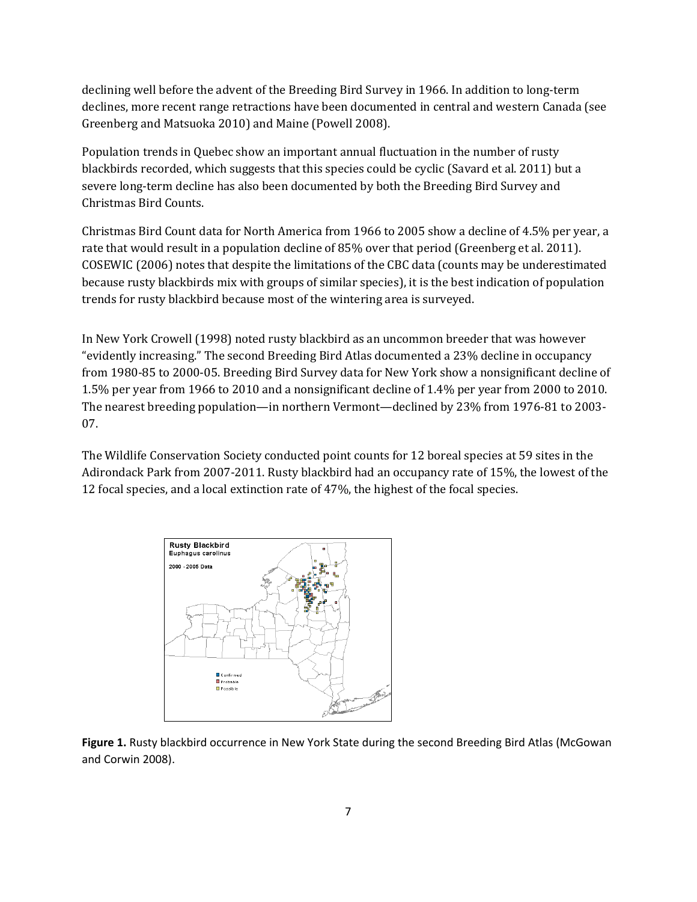declining well before the advent of the Breeding Bird Survey in 1966. In addition to long-term declines, more recent range retractions have been documented in central and western Canada (see Greenberg and Matsuoka 2010) and Maine (Powell 2008).

Population trends in Quebec show an important annual fluctuation in the number of rusty blackbirds recorded, which suggests that this species could be cyclic (Savard et al. 2011) but a severe long-term decline has also been documented by both the Breeding Bird Survey and Christmas Bird Counts.

Christmas Bird Count data for North America from 1966 to 2005 show a decline of 4.5% per year, a rate that would result in a population decline of 85% over that period (Greenberg et al. 2011). COSEWIC (2006) notes that despite the limitations of the CBC data (counts may be underestimated because rusty blackbirds mix with groups of similar species), it is the best indication of population trends for rusty blackbird because most of the wintering area is surveyed.

In New York Crowell (1998) noted rusty blackbird as an uncommon breeder that was however "evidently increasing." The second Breeding Bird Atlas documented a 23% decline in occupancy from 1980-85 to 2000-05. Breeding Bird Survey data for New York show a nonsignificant decline of 1.5% per year from 1966 to 2010 and a nonsignificant decline of 1.4% per year from 2000 to 2010. The nearest breeding population—in northern Vermont—declined by 23% from 1976-81 to 2003-07.

The Wildlife Conservation Society conducted point counts for 12 boreal species at 59 sites in the Adirondack Park from 2007-2011. Rusty blackbird had an occupancy rate of 15%, the lowest of the 12 focal species, and a local extinction rate of 47%, the highest of the focal species.

Rusty Blackbird
Euphagus carolinus
2000 - 2005 Data
Confirmed
Probable
Possible

**Figure 1.** Rusty blackbird occurrence in New York State during the second Breeding Bird Atlas (McGowan and Corwin 2008).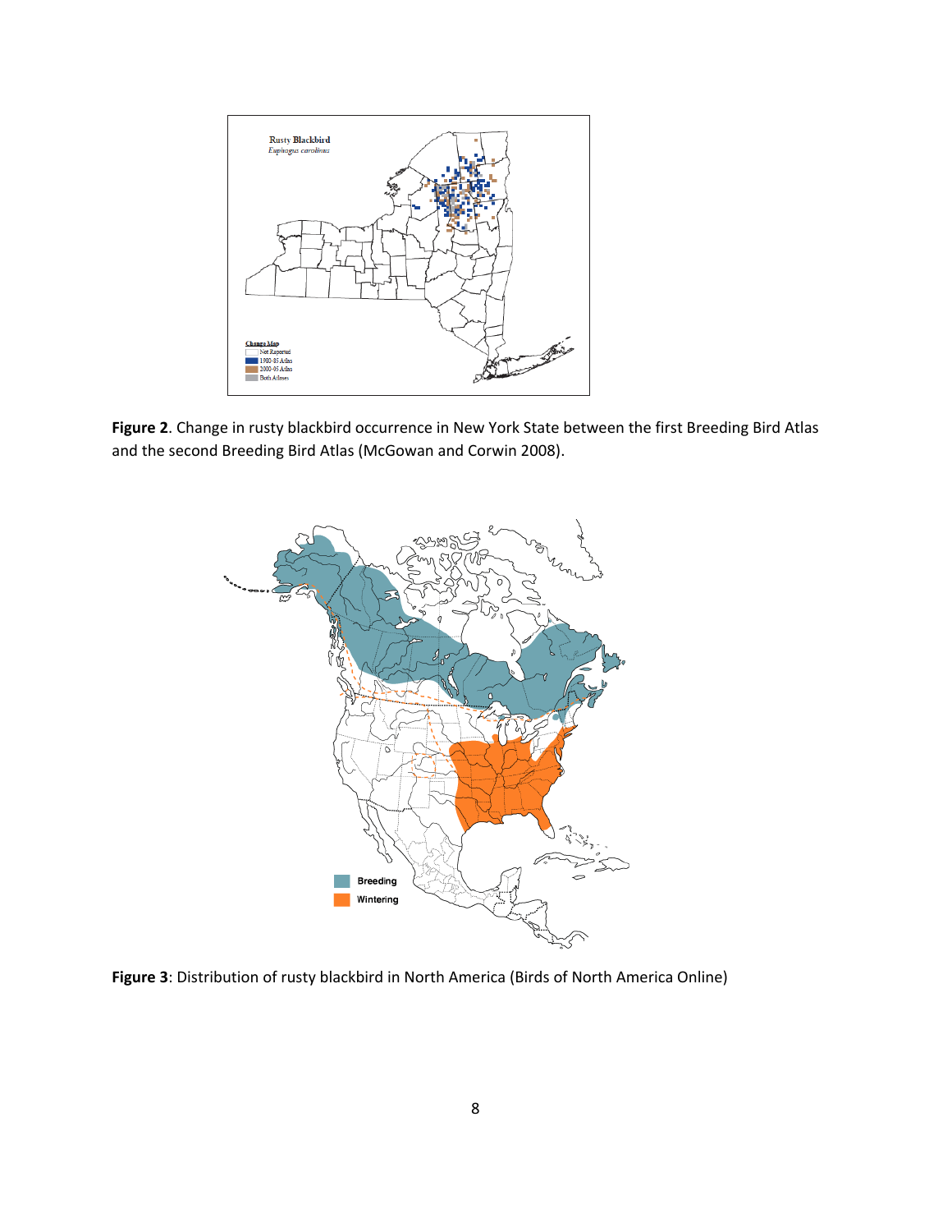Rusty Blackbird
*Euphagus carolinus*

Change Map
Not Reported
1980-85 Atlas
2000-05 Atlas
Both Atlases

**Figure 2**. Change in rusty blackbird occurrence in New York State between the first Breeding Bird Atlas and the second Breeding Bird Atlas (McGowan and Corwin 2008).

Breeding
Wintering

**Figure 3**: Distribution of rusty blackbird in North America (Birds of North America Online)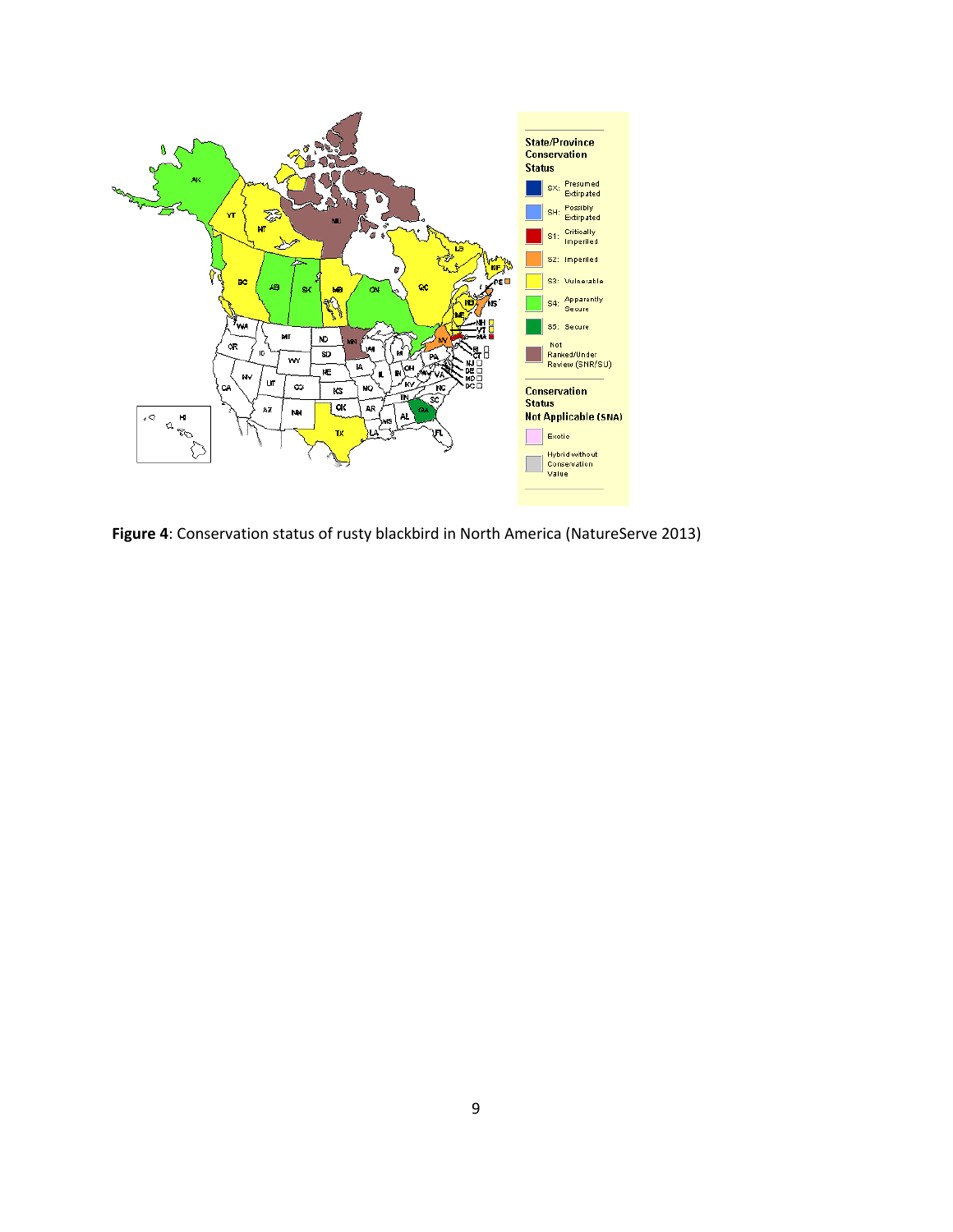State/Province Conservation Status

SX: Presumed Extirpated

SH: Possibly Extirpated

S1: Critically Imperiled

S2: Imperiled

S3: Vulnerable

S4: Apparently Secure

S5: Secure

Not Ranked/Under Review (SNR/SU)

Conservation Status Not Applicable (SNA)

Exotic

Hybrid without Conservation Value

**Figure 4**: Conservation status of rusty blackbird in North America (NatureServe 2013)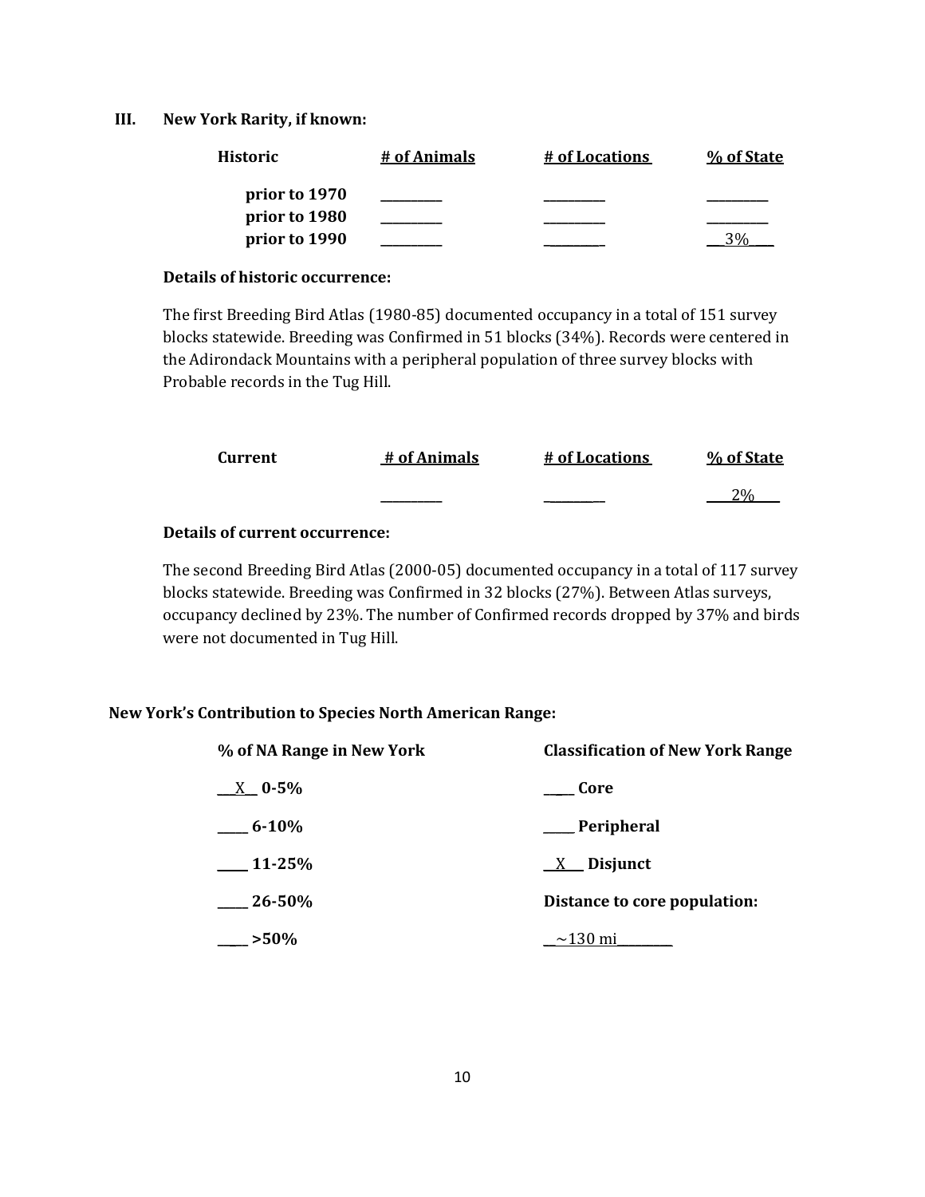## III. New York Rarity, if known:

| Historic | # of Animals | # of Locations | % of State |
|---|---|---|---|
| prior to 1970 | ________ | ________ | ________ |
| prior to 1980 | ________ | ________ | ________ |
| prior to 1990 | ________ | ________ | 3% |

**Details of historic occurrence:**

The first Breeding Bird Atlas (1980-85) documented occupancy in a total of 151 survey blocks statewide. Breeding was Confirmed in 51 blocks (34%). Records were centered in the Adirondack Mountains with a peripheral population of three survey blocks with Probable records in the Tug Hill.

| Current | # of Animals | # of Locations | % of State |
|---|---|---|---|
| | ________ | ________ | 2% |

**Details of current occurrence:**

The second Breeding Bird Atlas (2000-05) documented occupancy in a total of 117 survey blocks statewide. Breeding was Confirmed in 32 blocks (27%). Between Atlas surveys, occupancy declined by 23%. The number of Confirmed records dropped by 37% and birds were not documented in Tug Hill.

**New York's Contribution to Species North American Range:**

| % of NA Range in New York | Classification of New York Range |
|---|---|
| __X__ 0-5% | ____ Core |
| ____ 6-10% | ____ Peripheral |
| ____ 11-25% | __X__ Disjunct |
| ____ 26-50% | **Distance to core population:** |
| ____ >50% | ~130 mi |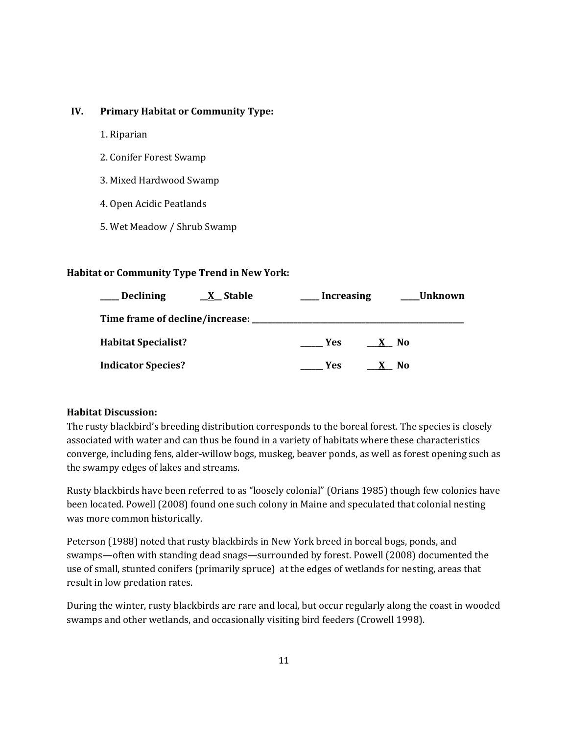## IV. Primary Habitat or Community Type:

1. Riparian
2. Conifer Forest Swamp
3. Mixed Hardwood Swamp
4. Open Acidic Peatlands
5. Wet Meadow / Shrub Swamp

**Habitat or Community Type Trend in New York:**

**____ Declining** **__X__ Stable** **____ Increasing** **____Unknown**

**Time frame of decline/increase: ________________________________**

**Habitat Specialist?** **_____ Yes** **__X__ No**

**Indicator Species?** **_____ Yes** **__X__ No**

**Habitat Discussion:**

The rusty blackbird's breeding distribution corresponds to the boreal forest. The species is closely associated with water and can thus be found in a variety of habitats where these characteristics converge, including fens, alder-willow bogs, muskeg, beaver ponds, as well as forest opening such as the swampy edges of lakes and streams.

Rusty blackbirds have been referred to as "loosely colonial" (Orians 1985) though few colonies have been located. Powell (2008) found one such colony in Maine and speculated that colonial nesting was more common historically.

Peterson (1988) noted that rusty blackbirds in New York breed in boreal bogs, ponds, and swamps—often with standing dead snags—surrounded by forest. Powell (2008) documented the use of small, stunted conifers (primarily spruce) at the edges of wetlands for nesting, areas that result in low predation rates.

During the winter, rusty blackbirds are rare and local, but occur regularly along the coast in wooded swamps and other wetlands, and occasionally visiting bird feeders (Crowell 1998).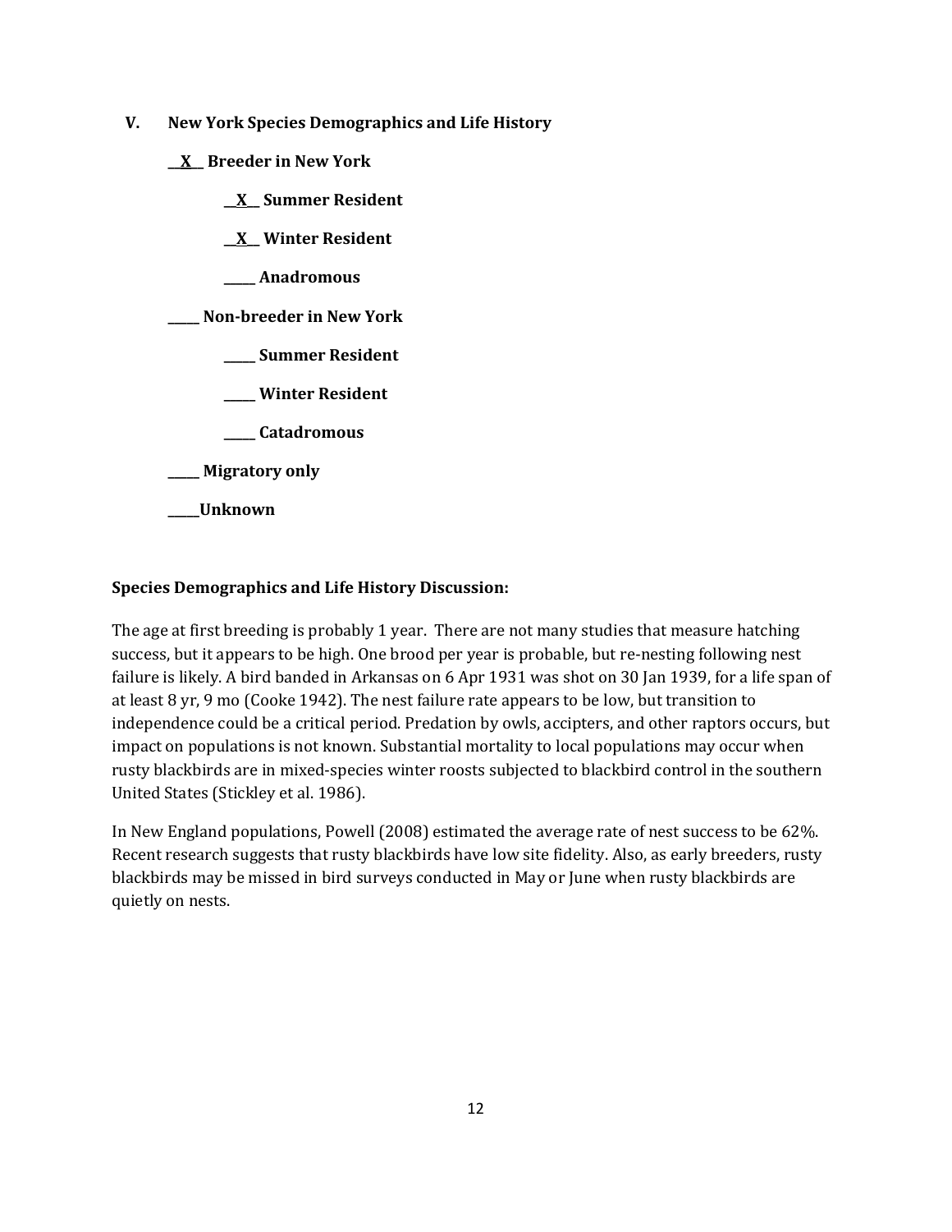## V. New York Species Demographics and Life History

__X__ Breeder in New York

__X__ Summer Resident

__X__ Winter Resident

_____ Anadromous

_____ Non-breeder in New York

_____ Summer Resident

_____ Winter Resident

_____ Catadromous

_____ Migratory only

_____Unknown

**Species Demographics and Life History Discussion:**

The age at first breeding is probably 1 year. There are not many studies that measure hatching success, but it appears to be high. One brood per year is probable, but re-nesting following nest failure is likely. A bird banded in Arkansas on 6 Apr 1931 was shot on 30 Jan 1939, for a life span of at least 8 yr, 9 mo (Cooke 1942). The nest failure rate appears to be low, but transition to independence could be a critical period. Predation by owls, accipters, and other raptors occurs, but impact on populations is not known. Substantial mortality to local populations may occur when rusty blackbirds are in mixed-species winter roosts subjected to blackbird control in the southern United States (Stickley et al. 1986).

In New England populations, Powell (2008) estimated the average rate of nest success to be 62%. Recent research suggests that rusty blackbirds have low site fidelity. Also, as early breeders, rusty blackbirds may be missed in bird surveys conducted in May or June when rusty blackbirds are quietly on nests.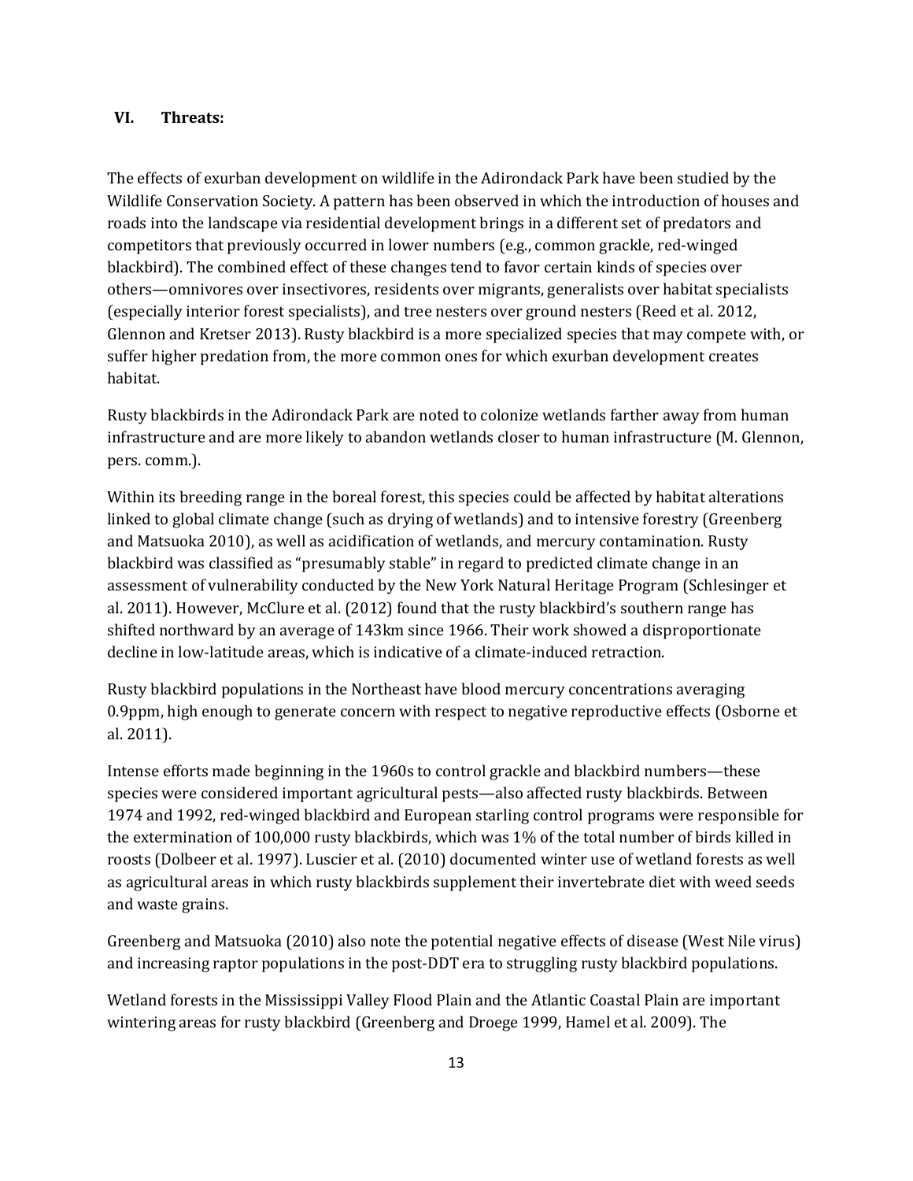## VI. Threats:

The effects of exurban development on wildlife in the Adirondack Park have been studied by the Wildlife Conservation Society. A pattern has been observed in which the introduction of houses and roads into the landscape via residential development brings in a different set of predators and competitors that previously occurred in lower numbers (e.g., common grackle, red-winged blackbird). The combined effect of these changes tend to favor certain kinds of species over others—omnivores over insectivores, residents over migrants, generalists over habitat specialists (especially interior forest specialists), and tree nesters over ground nesters (Reed et al. 2012, Glennon and Kretser 2013). Rusty blackbird is a more specialized species that may compete with, or suffer higher predation from, the more common ones for which exurban development creates habitat.

Rusty blackbirds in the Adirondack Park are noted to colonize wetlands farther away from human infrastructure and are more likely to abandon wetlands closer to human infrastructure (M. Glennon, pers. comm.).

Within its breeding range in the boreal forest, this species could be affected by habitat alterations linked to global climate change (such as drying of wetlands) and to intensive forestry (Greenberg and Matsuoka 2010), as well as acidification of wetlands, and mercury contamination. Rusty blackbird was classified as "presumably stable" in regard to predicted climate change in an assessment of vulnerability conducted by the New York Natural Heritage Program (Schlesinger et al. 2011). However, McClure et al. (2012) found that the rusty blackbird's southern range has shifted northward by an average of 143km since 1966. Their work showed a disproportionate decline in low-latitude areas, which is indicative of a climate-induced retraction.

Rusty blackbird populations in the Northeast have blood mercury concentrations averaging 0.9ppm, high enough to generate concern with respect to negative reproductive effects (Osborne et al. 2011).

Intense efforts made beginning in the 1960s to control grackle and blackbird numbers—these species were considered important agricultural pests—also affected rusty blackbirds. Between 1974 and 1992, red-winged blackbird and European starling control programs were responsible for the extermination of 100,000 rusty blackbirds, which was 1% of the total number of birds killed in roosts (Dolbeer et al. 1997). Luscier et al. (2010) documented winter use of wetland forests as well as agricultural areas in which rusty blackbirds supplement their invertebrate diet with weed seeds and waste grains.

Greenberg and Matsuoka (2010) also note the potential negative effects of disease (West Nile virus) and increasing raptor populations in the post-DDT era to struggling rusty blackbird populations.

Wetland forests in the Mississippi Valley Flood Plain and the Atlantic Coastal Plain are important wintering areas for rusty blackbird (Greenberg and Droege 1999, Hamel et al. 2009). The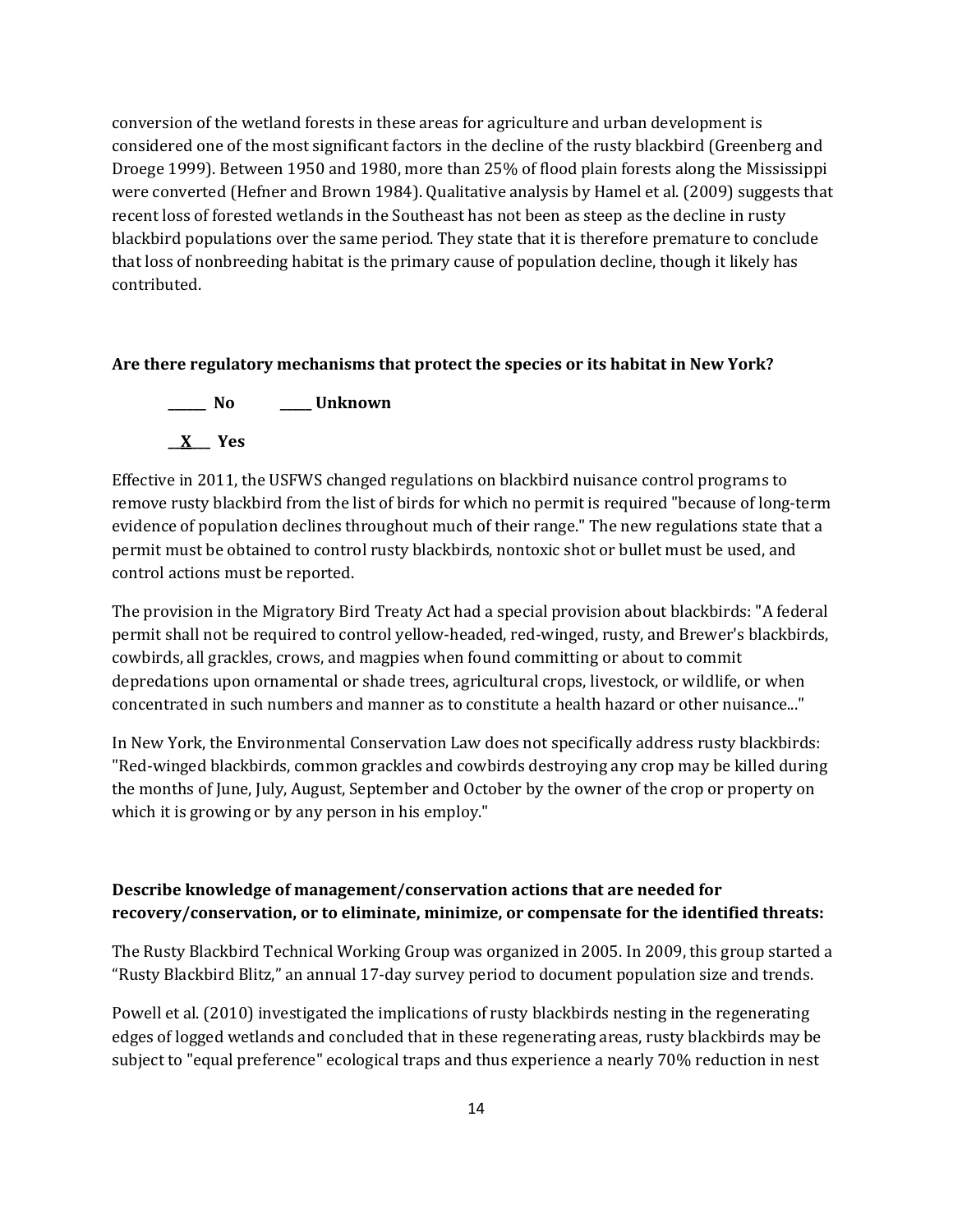conversion of the wetland forests in these areas for agriculture and urban development is considered one of the most significant factors in the decline of the rusty blackbird (Greenberg and Droege 1999). Between 1950 and 1980, more than 25% of flood plain forests along the Mississippi were converted (Hefner and Brown 1984). Qualitative analysis by Hamel et al. (2009) suggests that recent loss of forested wetlands in the Southeast has not been as steep as the decline in rusty blackbird populations over the same period. They state that it is therefore premature to conclude that loss of nonbreeding habitat is the primary cause of population decline, though it likely has contributed.

**Are there regulatory mechanisms that protect the species or its habitat in New York?**

**______ No** **_____ Unknown**

**__X___ Yes**

Effective in 2011, the USFWS changed regulations on blackbird nuisance control programs to remove rusty blackbird from the list of birds for which no permit is required "because of long-term evidence of population declines throughout much of their range." The new regulations state that a permit must be obtained to control rusty blackbirds, nontoxic shot or bullet must be used, and control actions must be reported.

The provision in the Migratory Bird Treaty Act had a special provision about blackbirds: "A federal permit shall not be required to control yellow-headed, red-winged, rusty, and Brewer's blackbirds, cowbirds, all grackles, crows, and magpies when found committing or about to commit depredations upon ornamental or shade trees, agricultural crops, livestock, or wildlife, or when concentrated in such numbers and manner as to constitute a health hazard or other nuisance..."

In New York, the Environmental Conservation Law does not specifically address rusty blackbirds: "Red-winged blackbirds, common grackles and cowbirds destroying any crop may be killed during the months of June, July, August, September and October by the owner of the crop or property on which it is growing or by any person in his employ."

**Describe knowledge of management/conservation actions that are needed for recovery/conservation, or to eliminate, minimize, or compensate for the identified threats:**

The Rusty Blackbird Technical Working Group was organized in 2005. In 2009, this group started a "Rusty Blackbird Blitz," an annual 17-day survey period to document population size and trends.

Powell et al. (2010) investigated the implications of rusty blackbirds nesting in the regenerating edges of logged wetlands and concluded that in these regenerating areas, rusty blackbirds may be subject to "equal preference" ecological traps and thus experience a nearly 70% reduction in nest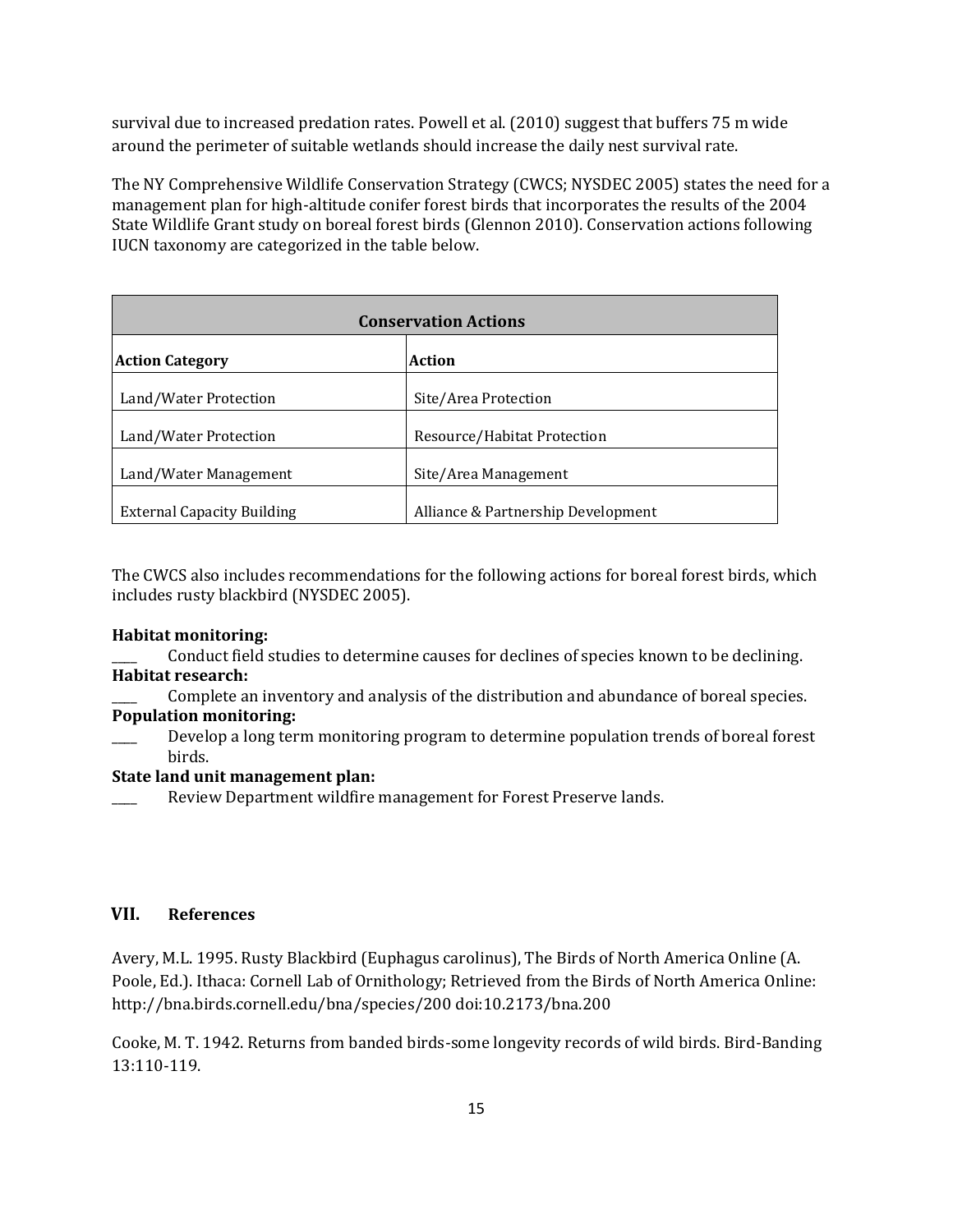survival due to increased predation rates. Powell et al. (2010) suggest that buffers 75 m wide around the perimeter of suitable wetlands should increase the daily nest survival rate.

The NY Comprehensive Wildlife Conservation Strategy (CWCS; NYSDEC 2005) states the need for a management plan for high-altitude conifer forest birds that incorporates the results of the 2004 State Wildlife Grant study on boreal forest birds (Glennon 2010). Conservation actions following IUCN taxonomy are categorized in the table below.

| Conservation Actions | |
|---|---|
| **Action Category** | **Action** |
| Land/Water Protection | Site/Area Protection |
| Land/Water Protection | Resource/Habitat Protection |
| Land/Water Management | Site/Area Management |
| External Capacity Building | Alliance & Partnership Development |

The CWCS also includes recommendations for the following actions for boreal forest birds, which includes rusty blackbird (NYSDEC 2005).

**Habitat monitoring:**

____ Conduct field studies to determine causes for declines of species known to be declining.

**Habitat research:**

____ Complete an inventory and analysis of the distribution and abundance of boreal species.

**Population monitoring:**

____ Develop a long term monitoring program to determine population trends of boreal forest birds.

**State land unit management plan:**

____ Review Department wildfire management for Forest Preserve lands.

## VII. References

Avery, M.L. 1995. Rusty Blackbird (Euphagus carolinus), The Birds of North America Online (A. Poole, Ed.). Ithaca: Cornell Lab of Ornithology; Retrieved from the Birds of North America Online: http://bna.birds.cornell.edu/bna/species/200 doi:10.2173/bna.200

Cooke, M. T. 1942. Returns from banded birds-some longevity records of wild birds. Bird-Banding 13:110-119.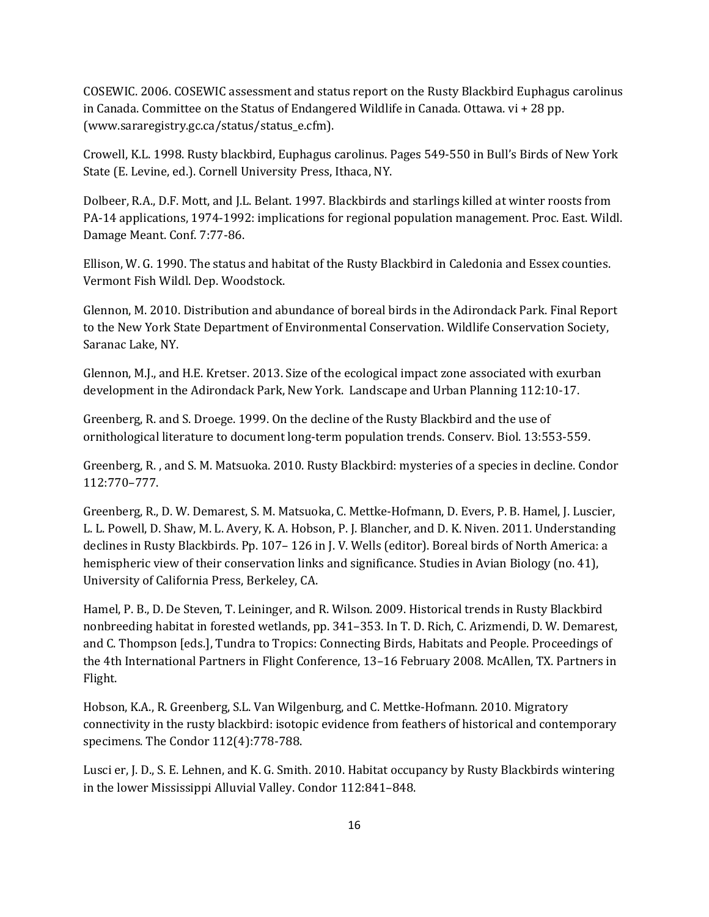COSEWIC. 2006. COSEWIC assessment and status report on the Rusty Blackbird Euphagus carolinus in Canada. Committee on the Status of Endangered Wildlife in Canada. Ottawa. vi + 28 pp. (www.sararegistry.gc.ca/status/status_e.cfm).

Crowell, K.L. 1998. Rusty blackbird, Euphagus carolinus. Pages 549-550 in Bull's Birds of New York State (E. Levine, ed.). Cornell University Press, Ithaca, NY.

Dolbeer, R.A., D.F. Mott, and J.L. Belant. 1997. Blackbirds and starlings killed at winter roosts from PA-14 applications, 1974-1992: implications for regional population management. Proc. East. Wildl. Damage Meant. Conf. 7:77-86.

Ellison, W. G. 1990. The status and habitat of the Rusty Blackbird in Caledonia and Essex counties. Vermont Fish Wildl. Dep. Woodstock.

Glennon, M. 2010. Distribution and abundance of boreal birds in the Adirondack Park. Final Report to the New York State Department of Environmental Conservation. Wildlife Conservation Society, Saranac Lake, NY.

Glennon, M.J., and H.E. Kretser. 2013. Size of the ecological impact zone associated with exurban development in the Adirondack Park, New York. Landscape and Urban Planning 112:10-17.

Greenberg, R. and S. Droege. 1999. On the decline of the Rusty Blackbird and the use of ornithological literature to document long-term population trends. Conserv. Biol. 13:553-559.

Greenberg, R. , and S. M. Matsuoka. 2010. Rusty Blackbird: mysteries of a species in decline. Condor 112:770–777.

Greenberg, R., D. W. Demarest, S. M. Matsuoka, C. Mettke-Hofmann, D. Evers, P. B. Hamel, J. Luscier, L. L. Powell, D. Shaw, M. L. Avery, K. A. Hobson, P. J. Blancher, and D. K. Niven. 2011. Understanding declines in Rusty Blackbirds. Pp. 107– 126 in J. V. Wells (editor). Boreal birds of North America: a hemispheric view of their conservation links and significance. Studies in Avian Biology (no. 41), University of California Press, Berkeley, CA.

Hamel, P. B., D. De Steven, T. Leininger, and R. Wilson. 2009. Historical trends in Rusty Blackbird nonbreeding habitat in forested wetlands, pp. 341–353. In T. D. Rich, C. Arizmendi, D. W. Demarest, and C. Thompson [eds.], Tundra to Tropics: Connecting Birds, Habitats and People. Proceedings of the 4th International Partners in Flight Conference, 13–16 February 2008. McAllen, TX. Partners in Flight.

Hobson, K.A., R. Greenberg, S.L. Van Wilgenburg, and C. Mettke-Hofmann. 2010. Migratory connectivity in the rusty blackbird: isotopic evidence from feathers of historical and contemporary specimens. The Condor 112(4):778-788.

Lusci er, J. D., S. E. Lehnen, and K. G. Smith. 2010. Habitat occupancy by Rusty Blackbirds wintering in the lower Mississippi Alluvial Valley. Condor 112:841–848.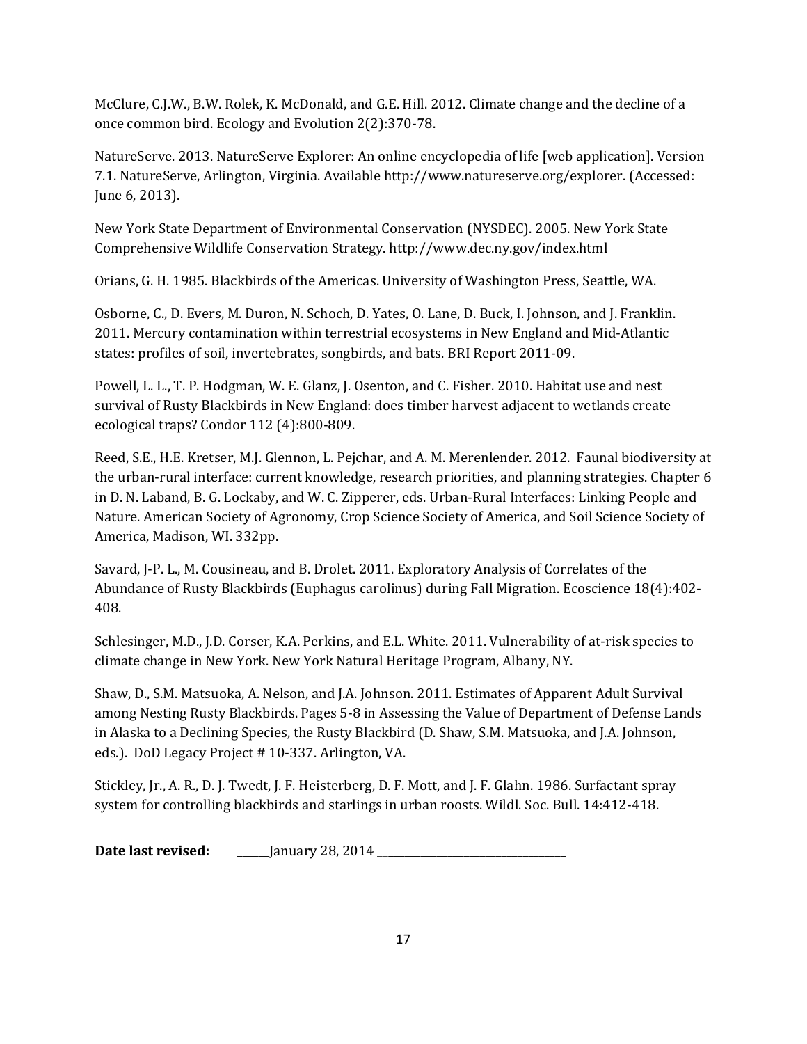McClure, C.J.W., B.W. Rolek, K. McDonald, and G.E. Hill. 2012. Climate change and the decline of a once common bird. Ecology and Evolution 2(2):370-78.

NatureServe. 2013. NatureServe Explorer: An online encyclopedia of life [web application]. Version 7.1. NatureServe, Arlington, Virginia. Available http://www.natureserve.org/explorer. (Accessed: June 6, 2013).

New York State Department of Environmental Conservation (NYSDEC). 2005. New York State Comprehensive Wildlife Conservation Strategy. http://www.dec.ny.gov/index.html

Orians, G. H. 1985. Blackbirds of the Americas. University of Washington Press, Seattle, WA.

Osborne, C., D. Evers, M. Duron, N. Schoch, D. Yates, O. Lane, D. Buck, I. Johnson, and J. Franklin. 2011. Mercury contamination within terrestrial ecosystems in New England and Mid-Atlantic states: profiles of soil, invertebrates, songbirds, and bats. BRI Report 2011-09.

Powell, L. L., T. P. Hodgman, W. E. Glanz, J. Osenton, and C. Fisher. 2010. Habitat use and nest survival of Rusty Blackbirds in New England: does timber harvest adjacent to wetlands create ecological traps? Condor 112 (4):800-809.

Reed, S.E., H.E. Kretser, M.J. Glennon, L. Pejchar, and A. M. Merenlender. 2012. Faunal biodiversity at the urban-rural interface: current knowledge, research priorities, and planning strategies. Chapter 6 in D. N. Laband, B. G. Lockaby, and W. C. Zipperer, eds. Urban-Rural Interfaces: Linking People and Nature. American Society of Agronomy, Crop Science Society of America, and Soil Science Society of America, Madison, WI. 332pp.

Savard, J-P. L., M. Cousineau, and B. Drolet. 2011. Exploratory Analysis of Correlates of the Abundance of Rusty Blackbirds (Euphagus carolinus) during Fall Migration. Ecoscience 18(4):402-408.

Schlesinger, M.D., J.D. Corser, K.A. Perkins, and E.L. White. 2011. Vulnerability of at-risk species to climate change in New York. New York Natural Heritage Program, Albany, NY.

Shaw, D., S.M. Matsuoka, A. Nelson, and J.A. Johnson. 2011. Estimates of Apparent Adult Survival among Nesting Rusty Blackbirds. Pages 5-8 in Assessing the Value of Department of Defense Lands in Alaska to a Declining Species, the Rusty Blackbird (D. Shaw, S.M. Matsuoka, and J.A. Johnson, eds.). DoD Legacy Project # 10-337. Arlington, VA.

Stickley, Jr., A. R., D. J. Twedt, J. F. Heisterberg, D. F. Mott, and J. F. Glahn. 1986. Surfactant spray system for controlling blackbirds and starlings in urban roosts. Wildl. Soc. Bull. 14:412-418.

**Date last revised:** January 28, 2014